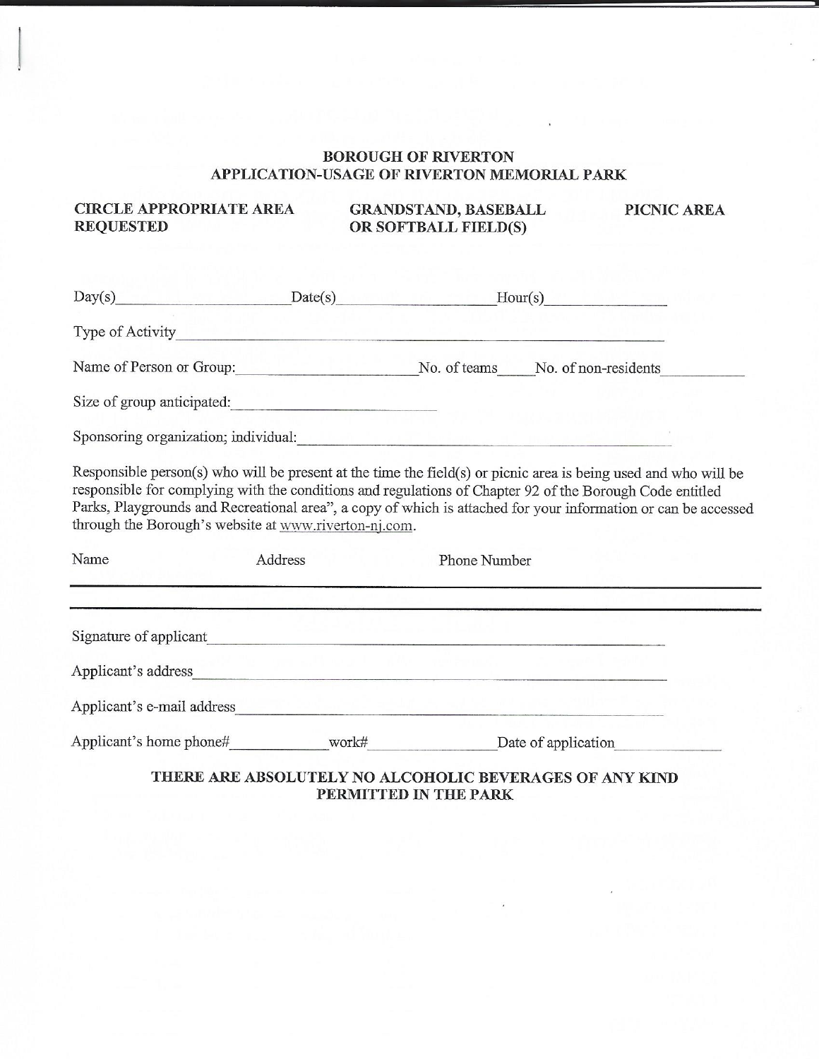# BOROUGH OF RIVERTON
## APPLICATION-USAGE OF RIVERTON MEMORIAL PARK

**CIRCLE APPROPRIATE AREA REQUESTED** **GRANDSTAND, BASEBALL OR SOFTBALL FIELD(S)** **PICNIC AREA**

Day(s)____________________ Date(s)____________________ Hour(s)________________

Type of Activity________________________________________________________________

Name of Person or Group:____________________ No. of teams_____ No. of non-residents__________

Size of group anticipated:________________________

Sponsoring organization; individual:____________________________________________

Responsible person(s) who will be present at the time the field(s) or picnic area is being used and who will be responsible for complying with the conditions and regulations of Chapter 92 of the Borough Code entitled Parks, Playgrounds and Recreational area", a copy of which is attached for your information or can be accessed through the Borough's website at www.riverton-nj.com.

Name Address Phone Number

______________________________________________________________________________

______________________________________________________________________________

Signature of applicant__________________________________________________________

Applicant's address____________________________________________________________

Applicant's e-mail address______________________________________________________

Applicant's home phone#____________ work#________________ Date of application______________

**THERE ARE ABSOLUTELY NO ALCOHOLIC BEVERAGES OF ANY KIND PERMITTED IN THE PARK**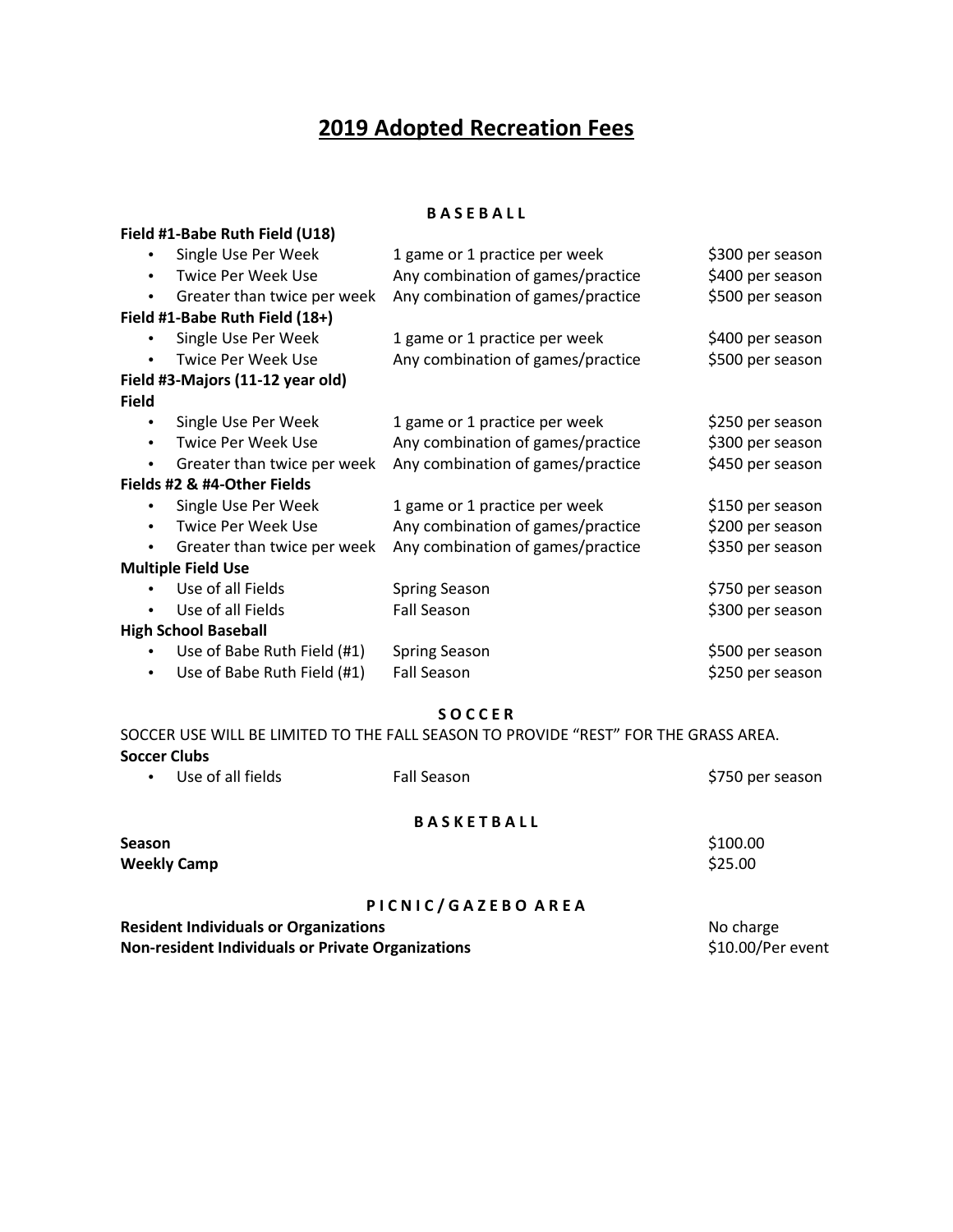# 2019 Adopted Recreation Fees

## BASEBALL

**Field #1-Babe Ruth Field (U18)**

| | | |
|---|---|---|
| • Single Use Per Week | 1 game or 1 practice per week | $300 per season |
| • Twice Per Week Use | Any combination of games/practice | $400 per season |
| • Greater than twice per week | Any combination of games/practice | $500 per season |

**Field #1-Babe Ruth Field (18+)**

| | | |
|---|---|---|
| • Single Use Per Week | 1 game or 1 practice per week | $400 per season |
| • Twice Per Week Use | Any combination of games/practice | $500 per season |

**Field #3-Majors (11-12 year old) Field**

| | | |
|---|---|---|
| • Single Use Per Week | 1 game or 1 practice per week | $250 per season |
| • Twice Per Week Use | Any combination of games/practice | $300 per season |
| • Greater than twice per week | Any combination of games/practice | $450 per season |

**Fields #2 & #4-Other Fields**

| | | |
|---|---|---|
| • Single Use Per Week | 1 game or 1 practice per week | $150 per season |
| • Twice Per Week Use | Any combination of games/practice | $200 per season |
| • Greater than twice per week | Any combination of games/practice | $350 per season |

**Multiple Field Use**

| | | |
|---|---|---|
| • Use of all Fields | Spring Season | $750 per season |
| • Use of all Fields | Fall Season | $300 per season |

**High School Baseball**

| | | |
|---|---|---|
| • Use of Babe Ruth Field (#1) | Spring Season | $500 per season |
| • Use of Babe Ruth Field (#1) | Fall Season | $250 per season |

## SOCCER

SOCCER USE WILL BE LIMITED TO THE FALL SEASON TO PROVIDE "REST" FOR THE GRASS AREA.

**Soccer Clubs**

| | | |
|---|---|---|
| • Use of all fields | Fall Season | $750 per season |

## BASKETBALL

| | |
|---|---|
| **Season** | $100.00 |
| **Weekly Camp** | $25.00 |

## PICNIC/GAZEBO AREA

| | |
|---|---|
| **Resident Individuals or Organizations** | No charge |
| **Non-resident Individuals or Private Organizations** | $10.00/Per event |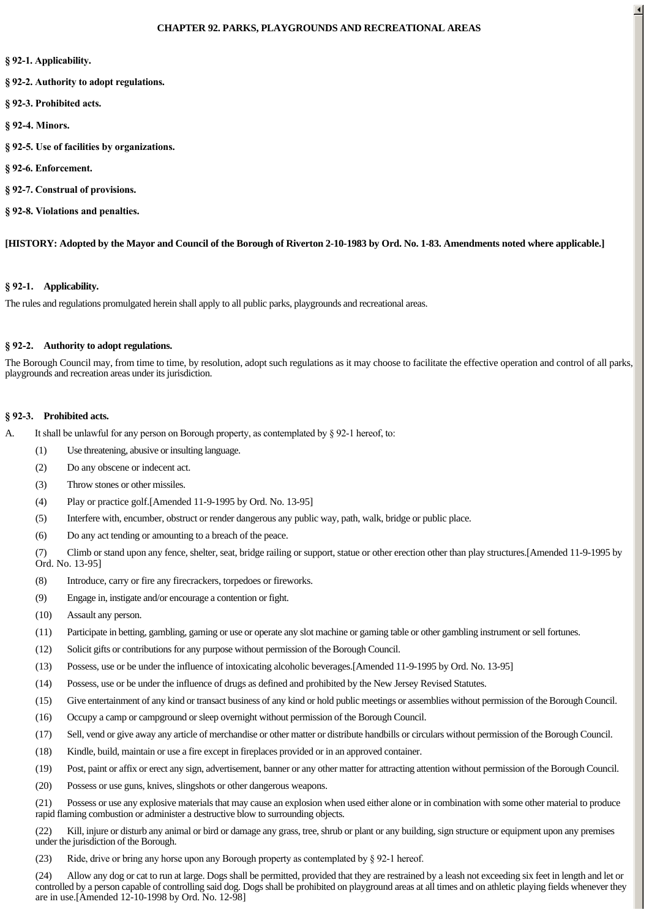**CHAPTER 92. PARKS, PLAYGROUNDS AND RECREATIONAL AREAS**

**§ 92-1. Applicability.**

**§ 92-2. Authority to adopt regulations.**

**§ 92-3. Prohibited acts.**

**§ 92-4. Minors.**

**§ 92-5. Use of facilities by organizations.**

**§ 92-6. Enforcement.**

**§ 92-7. Construal of provisions.**

**§ 92-8. Violations and penalties.**

**[HISTORY: Adopted by the Mayor and Council of the Borough of Riverton 2-10-1983 by Ord. No. 1-83. Amendments noted where applicable.]**

### § 92-1. Applicability.

The rules and regulations promulgated herein shall apply to all public parks, playgrounds and recreational areas.

### § 92-2. Authority to adopt regulations.

The Borough Council may, from time to time, by resolution, adopt such regulations as it may choose to facilitate the effective operation and control of all parks, playgrounds and recreation areas under its jurisdiction.

### § 92-3. Prohibited acts.

A. It shall be unlawful for any person on Borough property, as contemplated by § 92-1 hereof, to:

(1) Use threatening, abusive or insulting language.

(2) Do any obscene or indecent act.

(3) Throw stones or other missiles.

(4) Play or practice golf.[Amended 11-9-1995 by Ord. No. 13-95]

(5) Interfere with, encumber, obstruct or render dangerous any public way, path, walk, bridge or public place.

(6) Do any act tending or amounting to a breach of the peace.

(7) Climb or stand upon any fence, shelter, seat, bridge railing or support, statue or other erection other than play structures.[Amended 11-9-1995 by Ord. No. 13-95]

(8) Introduce, carry or fire any firecrackers, torpedoes or fireworks.

(9) Engage in, instigate and/or encourage a contention or fight.

(10) Assault any person.

(11) Participate in betting, gambling, gaming or use or operate any slot machine or gaming table or other gambling instrument or sell fortunes.

(12) Solicit gifts or contributions for any purpose without permission of the Borough Council.

(13) Possess, use or be under the influence of intoxicating alcoholic beverages.[Amended 11-9-1995 by Ord. No. 13-95]

(14) Possess, use or be under the influence of drugs as defined and prohibited by the New Jersey Revised Statutes.

(15) Give entertainment of any kind or transact business of any kind or hold public meetings or assemblies without permission of the Borough Council.

(16) Occupy a camp or campground or sleep overnight without permission of the Borough Council.

(17) Sell, vend or give away any article of merchandise or other matter or distribute handbills or circulars without permission of the Borough Council.

(18) Kindle, build, maintain or use a fire except in fireplaces provided or in an approved container.

(19) Post, paint or affix or erect any sign, advertisement, banner or any other matter for attracting attention without permission of the Borough Council.

(20) Possess or use guns, knives, slingshots or other dangerous weapons.

(21) Possess or use any explosive materials that may cause an explosion when used either alone or in combination with some other material to produce rapid flaming combustion or administer a destructive blow to surrounding objects.

(22) Kill, injure or disturb any animal or bird or damage any grass, tree, shrub or plant or any building, sign structure or equipment upon any premises under the jurisdiction of the Borough.

(23) Ride, drive or bring any horse upon any Borough property as contemplated by § 92-1 hereof.

(24) Allow any dog or cat to run at large. Dogs shall be permitted, provided that they are restrained by a leash not exceeding six feet in length and let or controlled by a person capable of controlling said dog. Dogs shall be prohibited on playground areas at all times and on athletic playing fields whenever they are in use.[Amended 12-10-1998 by Ord. No. 12-98]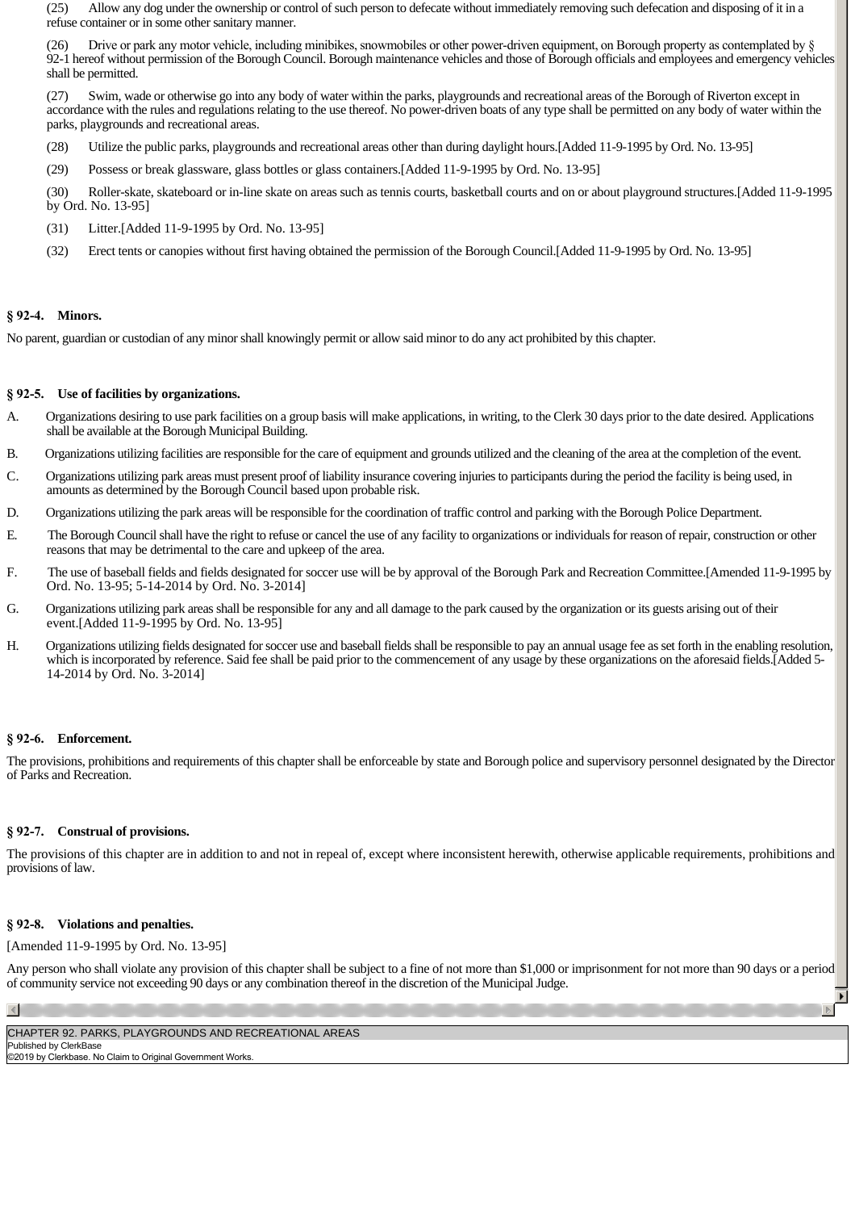(25) Allow any dog under the ownership or control of such person to defecate without immediately removing such defecation and disposing of it in a refuse container or in some other sanitary manner.

(26) Drive or park any motor vehicle, including minibikes, snowmobiles or other power-driven equipment, on Borough property as contemplated by § 92-1 hereof without permission of the Borough Council. Borough maintenance vehicles and those of Borough officials and employees and emergency vehicles shall be permitted.

(27) Swim, wade or otherwise go into any body of water within the parks, playgrounds and recreational areas of the Borough of Riverton except in accordance with the rules and regulations relating to the use thereof. No power-driven boats of any type shall be permitted on any body of water within the parks, playgrounds and recreational areas.

(28) Utilize the public parks, playgrounds and recreational areas other than during daylight hours.[Added 11-9-1995 by Ord. No. 13-95]

(29) Possess or break glassware, glass bottles or glass containers.[Added 11-9-1995 by Ord. No. 13-95]

(30) Roller-skate, skateboard or in-line skate on areas such as tennis courts, basketball courts and on or about playground structures.[Added 11-9-1995 by Ord. No. 13-95]

(31) Litter.[Added 11-9-1995 by Ord. No. 13-95]

(32) Erect tents or canopies without first having obtained the permission of the Borough Council.[Added 11-9-1995 by Ord. No. 13-95]

### § 92-4. Minors.

No parent, guardian or custodian of any minor shall knowingly permit or allow said minor to do any act prohibited by this chapter.

### § 92-5. Use of facilities by organizations.

A. Organizations desiring to use park facilities on a group basis will make applications, in writing, to the Clerk 30 days prior to the date desired. Applications shall be available at the Borough Municipal Building.

B. Organizations utilizing facilities are responsible for the care of equipment and grounds utilized and the cleaning of the area at the completion of the event.

C. Organizations utilizing park areas must present proof of liability insurance covering injuries to participants during the period the facility is being used, in amounts as determined by the Borough Council based upon probable risk.

D. Organizations utilizing the park areas will be responsible for the coordination of traffic control and parking with the Borough Police Department.

E. The Borough Council shall have the right to refuse or cancel the use of any facility to organizations or individuals for reason of repair, construction or other reasons that may be detrimental to the care and upkeep of the area.

F. The use of baseball fields and fields designated for soccer use will be by approval of the Borough Park and Recreation Committee.[Amended 11-9-1995 by Ord. No. 13-95; 5-14-2014 by Ord. No. 3-2014]

G. Organizations utilizing park areas shall be responsible for any and all damage to the park caused by the organization or its guests arising out of their event.[Added 11-9-1995 by Ord. No. 13-95]

H. Organizations utilizing fields designated for soccer use and baseball fields shall be responsible to pay an annual usage fee as set forth in the enabling resolution, which is incorporated by reference. Said fee shall be paid prior to the commencement of any usage by these organizations on the aforesaid fields.[Added 5-14-2014 by Ord. No. 3-2014]

### § 92-6. Enforcement.

The provisions, prohibitions and requirements of this chapter shall be enforceable by state and Borough police and supervisory personnel designated by the Director of Parks and Recreation.

### § 92-7. Construal of provisions.

The provisions of this chapter are in addition to and not in repeal of, except where inconsistent herewith, otherwise applicable requirements, prohibitions and provisions of law.

### § 92-8. Violations and penalties.

[Amended 11-9-1995 by Ord. No. 13-95]

Any person who shall violate any provision of this chapter shall be subject to a fine of not more than $1,000 or imprisonment for not more than 90 days or a period of community service not exceeding 90 days or any combination thereof in the discretion of the Municipal Judge.